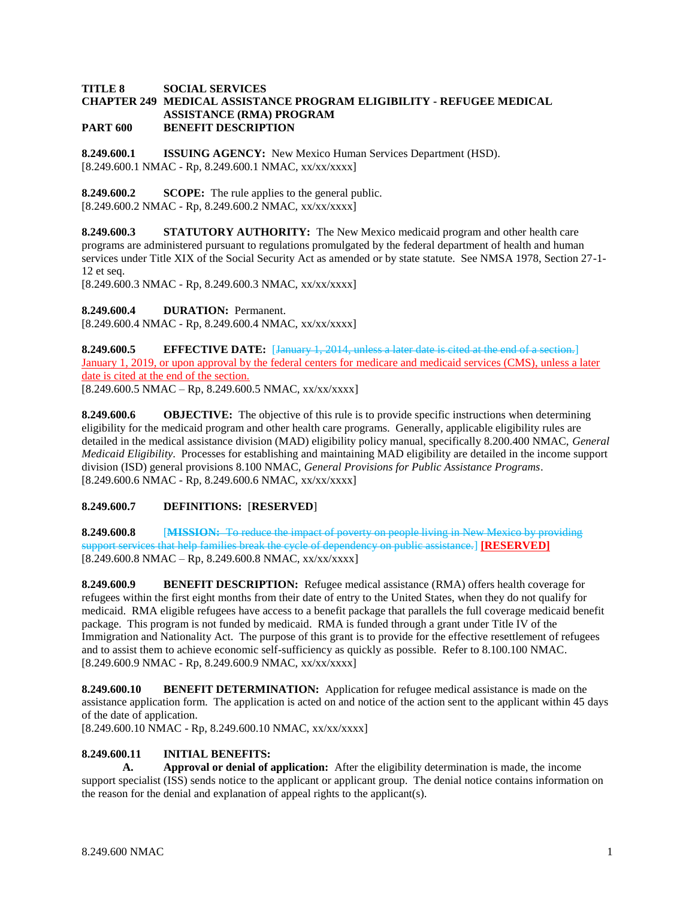**TITLE 8 SOCIAL SERVICES**
**CHAPTER 249 MEDICAL ASSISTANCE PROGRAM ELIGIBILITY - REFUGEE MEDICAL ASSISTANCE (RMA) PROGRAM**
**PART 600 BENEFIT DESCRIPTION**

**8.249.600.1 ISSUING AGENCY:** New Mexico Human Services Department (HSD).
[8.249.600.1 NMAC - Rp, 8.249.600.1 NMAC, xx/xx/xxxx]

**8.249.600.2 SCOPE:** The rule applies to the general public.
[8.249.600.2 NMAC - Rp, 8.249.600.2 NMAC, xx/xx/xxxx]

**8.249.600.3 STATUTORY AUTHORITY:** The New Mexico medicaid program and other health care programs are administered pursuant to regulations promulgated by the federal department of health and human services under Title XIX of the Social Security Act as amended or by state statute. See NMSA 1978, Section 27-1-12 et seq.
[8.249.600.3 NMAC - Rp, 8.249.600.3 NMAC, xx/xx/xxxx]

**8.249.600.4 DURATION:** Permanent.
[8.249.600.4 NMAC - Rp, 8.249.600.4 NMAC, xx/xx/xxxx]

**8.249.600.5 EFFECTIVE DATE:** [~~January 1, 2014, unless a later date is cited at the end of a section.~~] January 1, 2019, or upon approval by the federal centers for medicare and medicaid services (CMS), unless a later date is cited at the end of the section.
[8.249.600.5 NMAC – Rp, 8.249.600.5 NMAC, xx/xx/xxxx]

**8.249.600.6 OBJECTIVE:** The objective of this rule is to provide specific instructions when determining eligibility for the medicaid program and other health care programs. Generally, applicable eligibility rules are detailed in the medical assistance division (MAD) eligibility policy manual, specifically 8.200.400 NMAC, *General Medicaid Eligibility*. Processes for establishing and maintaining MAD eligibility are detailed in the income support division (ISD) general provisions 8.100 NMAC, *General Provisions for Public Assistance Programs*.
[8.249.600.6 NMAC - Rp, 8.249.600.6 NMAC, xx/xx/xxxx]

**8.249.600.7 DEFINITIONS:** [**RESERVED**]

**8.249.600.8** [~~**MISSION:** To reduce the impact of poverty on people living in New Mexico by providing support services that help families break the cycle of dependency on public assistance.~~] **[RESERVED]**
[8.249.600.8 NMAC – Rp, 8.249.600.8 NMAC, xx/xx/xxxx]

**8.249.600.9 BENEFIT DESCRIPTION:** Refugee medical assistance (RMA) offers health coverage for refugees within the first eight months from their date of entry to the United States, when they do not qualify for medicaid. RMA eligible refugees have access to a benefit package that parallels the full coverage medicaid benefit package. This program is not funded by medicaid. RMA is funded through a grant under Title IV of the Immigration and Nationality Act. The purpose of this grant is to provide for the effective resettlement of refugees and to assist them to achieve economic self-sufficiency as quickly as possible. Refer to 8.100.100 NMAC.
[8.249.600.9 NMAC - Rp, 8.249.600.9 NMAC, xx/xx/xxxx]

**8.249.600.10 BENEFIT DETERMINATION:** Application for refugee medical assistance is made on the assistance application form. The application is acted on and notice of the action sent to the applicant within 45 days of the date of application.
[8.249.600.10 NMAC - Rp, 8.249.600.10 NMAC, xx/xx/xxxx]

**8.249.600.11 INITIAL BENEFITS:**

**A. Approval or denial of application:** After the eligibility determination is made, the income support specialist (ISS) sends notice to the applicant or applicant group. The denial notice contains information on the reason for the denial and explanation of appeal rights to the applicant(s).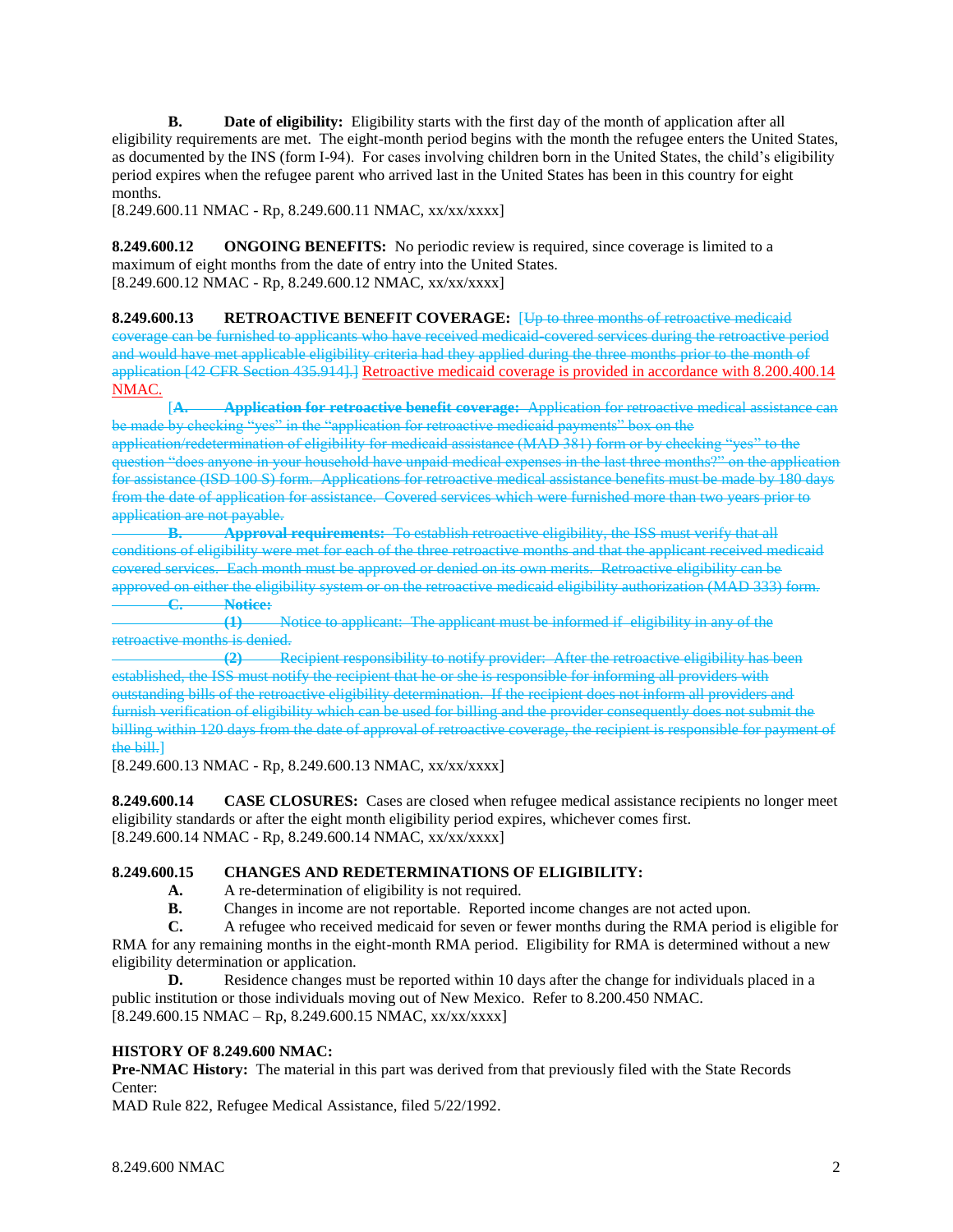**B.** **Date of eligibility:** Eligibility starts with the first day of the month of application after all eligibility requirements are met. The eight-month period begins with the month the refugee enters the United States, as documented by the INS (form I-94). For cases involving children born in the United States, the child's eligibility period expires when the refugee parent who arrived last in the United States has been in this country for eight months.
[8.249.600.11 NMAC - Rp, 8.249.600.11 NMAC, xx/xx/xxxx]

**8.249.600.12 ONGOING BENEFITS:** No periodic review is required, since coverage is limited to a maximum of eight months from the date of entry into the United States.
[8.249.600.12 NMAC - Rp, 8.249.600.12 NMAC, xx/xx/xxxx]

**8.249.600.13 RETROACTIVE BENEFIT COVERAGE:** ~~[Up to three months of retroactive medicaid coverage can be furnished to applicants who have received medicaid-covered services during the retroactive period and would have met applicable eligibility criteria had they applied during the three months prior to the month of application [42 CFR Section 435.914].]~~ Retroactive medicaid coverage is provided in accordance with 8.200.400.14 NMAC.

~~[**A.** **Application for retroactive benefit coverage:** Application for retroactive medical assistance can be made by checking "yes" in the "application for retroactive medicaid payments" box on the application/redetermination of eligibility for medicaid assistance (MAD 381) form or by checking "yes" to the question "does anyone in your household have unpaid medical expenses in the last three months?" on the application for assistance (ISD 100 S) form. Applications for retroactive medical assistance benefits must be made by 180 days from the date of application for assistance. Covered services which were furnished more than two years prior to application are not payable.~~

~~**B.** **Approval requirements:** To establish retroactive eligibility, the ISS must verify that all conditions of eligibility were met for each of the three retroactive months and that the applicant received medicaid covered services. Each month must be approved or denied on its own merits. Retroactive eligibility can be approved on either the eligibility system or on the retroactive medicaid eligibility authorization (MAD 333) form.~~

~~**C.** **Notice:**~~

~~**(1)** Notice to applicant: The applicant must be informed if eligibility in any of the retroactive months is denied.~~

~~**(2)** Recipient responsibility to notify provider: After the retroactive eligibility has been established, the ISS must notify the recipient that he or she is responsible for informing all providers with outstanding bills of the retroactive eligibility determination. If the recipient does not inform all providers and furnish verification of eligibility which can be used for billing and the provider consequently does not submit the billing within 120 days from the date of approval of retroactive coverage, the recipient is responsible for payment of the bill.]~~
[8.249.600.13 NMAC - Rp, 8.249.600.13 NMAC, xx/xx/xxxx]

**8.249.600.14 CASE CLOSURES:** Cases are closed when refugee medical assistance recipients no longer meet eligibility standards or after the eight month eligibility period expires, whichever comes first.
[8.249.600.14 NMAC - Rp, 8.249.600.14 NMAC, xx/xx/xxxx]

**8.249.600.15 CHANGES AND REDETERMINATIONS OF ELIGIBILITY:**

**A.** A re-determination of eligibility is not required.

**B.** Changes in income are not reportable. Reported income changes are not acted upon.

**C.** A refugee who received medicaid for seven or fewer months during the RMA period is eligible for RMA for any remaining months in the eight-month RMA period. Eligibility for RMA is determined without a new eligibility determination or application.

**D.** Residence changes must be reported within 10 days after the change for individuals placed in a public institution or those individuals moving out of New Mexico. Refer to 8.200.450 NMAC.
[8.249.600.15 NMAC – Rp, 8.249.600.15 NMAC, xx/xx/xxxx]

**HISTORY OF 8.249.600 NMAC:**
**Pre-NMAC History:** The material in this part was derived from that previously filed with the State Records Center:
MAD Rule 822, Refugee Medical Assistance, filed 5/22/1992.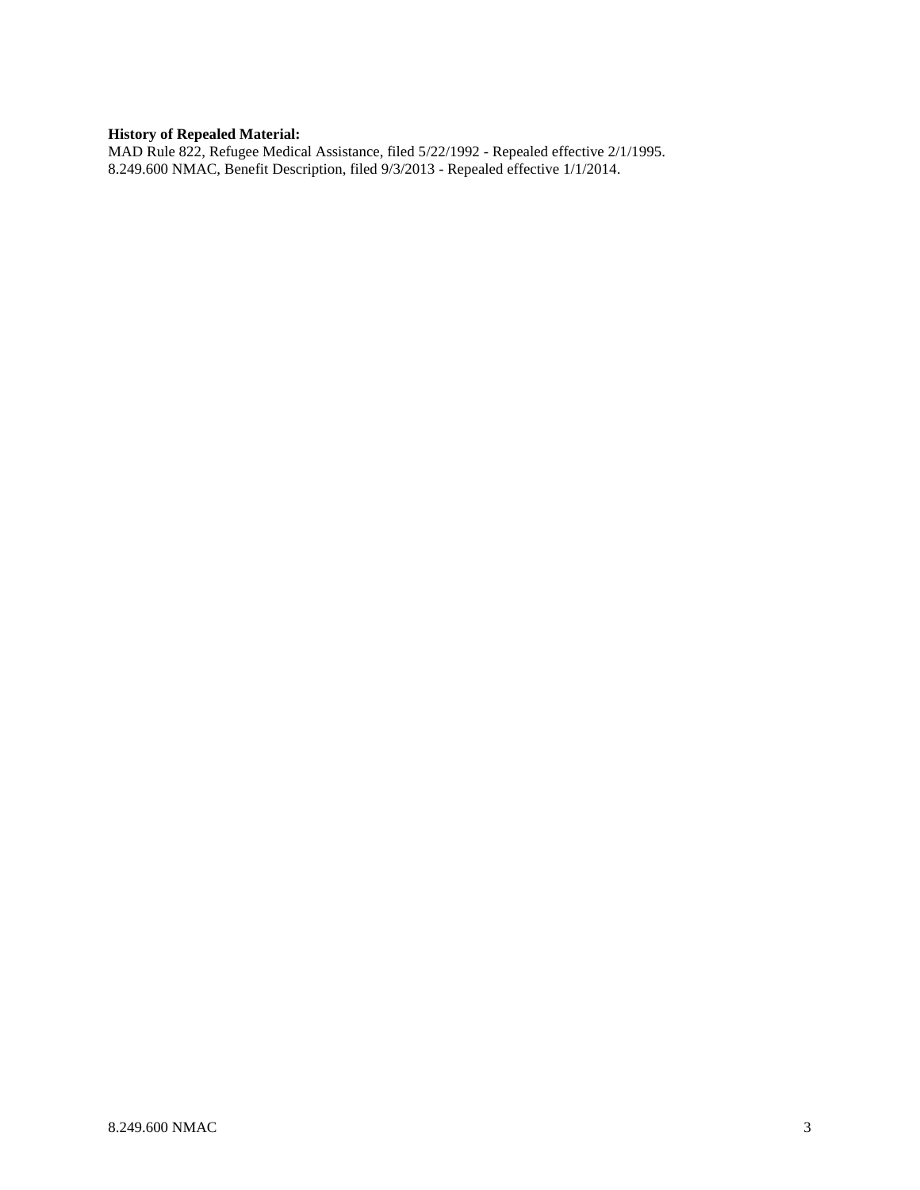**History of Repealed Material:**
MAD Rule 822, Refugee Medical Assistance, filed 5/22/1992 - Repealed effective 2/1/1995.
8.249.600 NMAC, Benefit Description, filed 9/3/2013 - Repealed effective 1/1/2014.